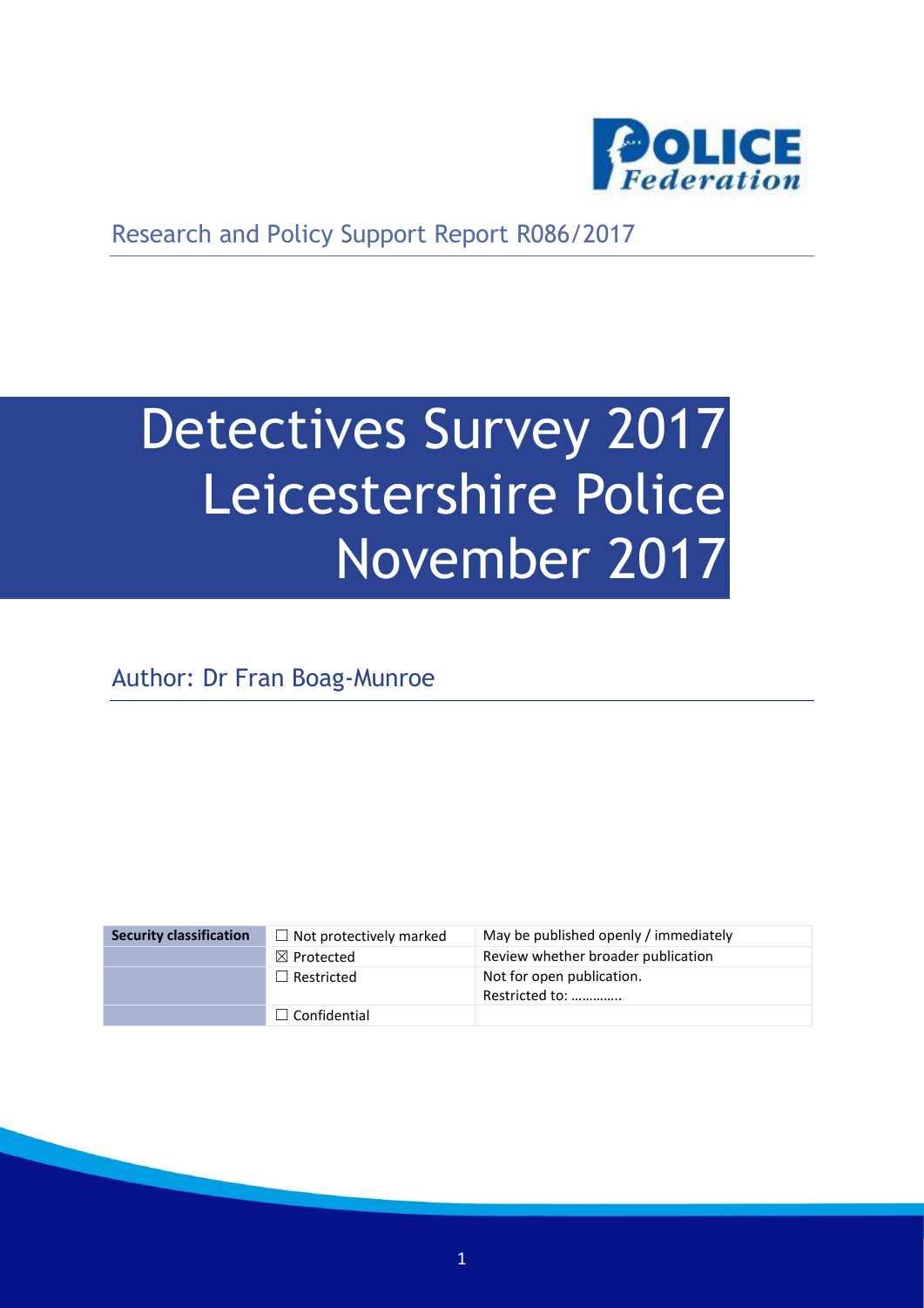Research and Policy Support Report R086/2017

# Detectives Survey 2017 Leicestershire Police November 2017

Author: Dr Fran Boag-Munroe

| Security classification | ☐ Not protectively marked | May be published openly / immediately |
| --- | --- | --- |
| | ☒ Protected | Review whether broader publication |
| | ☐ Restricted | Not for open publication. Restricted to: …………. |
| | ☐ Confidential | |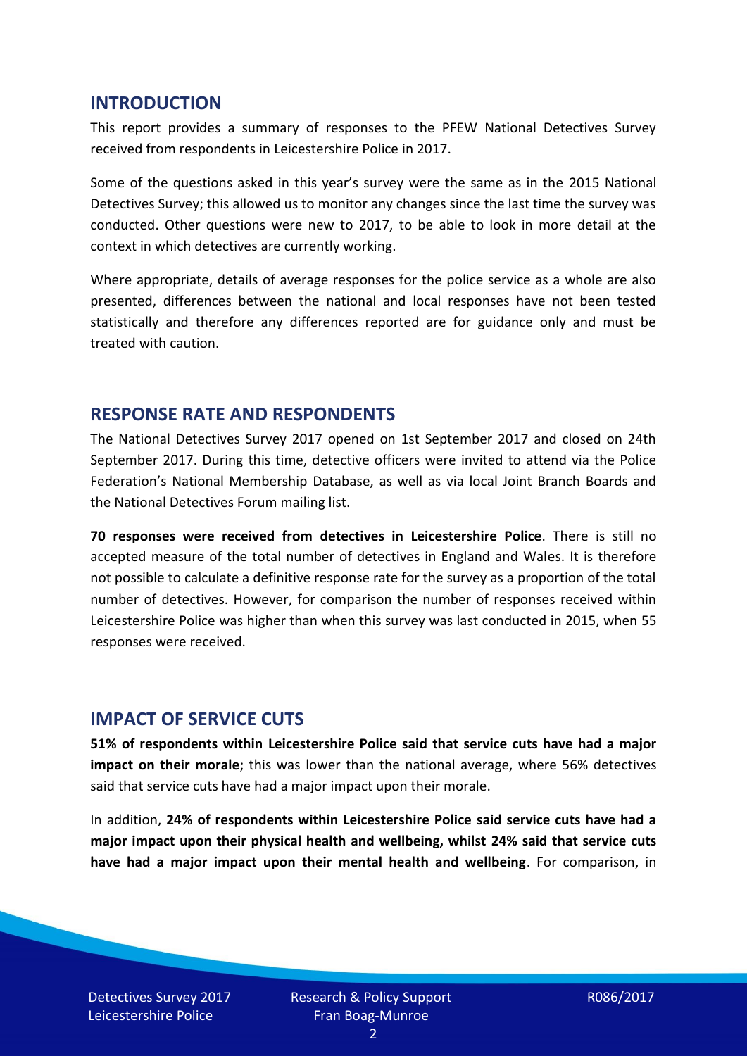## INTRODUCTION

This report provides a summary of responses to the PFEW National Detectives Survey received from respondents in Leicestershire Police in 2017.

Some of the questions asked in this year's survey were the same as in the 2015 National Detectives Survey; this allowed us to monitor any changes since the last time the survey was conducted. Other questions were new to 2017, to be able to look in more detail at the context in which detectives are currently working.

Where appropriate, details of average responses for the police service as a whole are also presented, differences between the national and local responses have not been tested statistically and therefore any differences reported are for guidance only and must be treated with caution.

## RESPONSE RATE AND RESPONDENTS

The National Detectives Survey 2017 opened on 1st September 2017 and closed on 24th September 2017. During this time, detective officers were invited to attend via the Police Federation's National Membership Database, as well as via local Joint Branch Boards and the National Detectives Forum mailing list.

**70 responses were received from detectives in Leicestershire Police**. There is still no accepted measure of the total number of detectives in England and Wales. It is therefore not possible to calculate a definitive response rate for the survey as a proportion of the total number of detectives. However, for comparison the number of responses received within Leicestershire Police was higher than when this survey was last conducted in 2015, when 55 responses were received.

## IMPACT OF SERVICE CUTS

**51% of respondents within Leicestershire Police said that service cuts have had a major impact on their morale**; this was lower than the national average, where 56% detectives said that service cuts have had a major impact upon their morale.

In addition, **24% of respondents within Leicestershire Police said service cuts have had a major impact upon their physical health and wellbeing, whilst 24% said that service cuts have had a major impact upon their mental health and wellbeing**. For comparison, in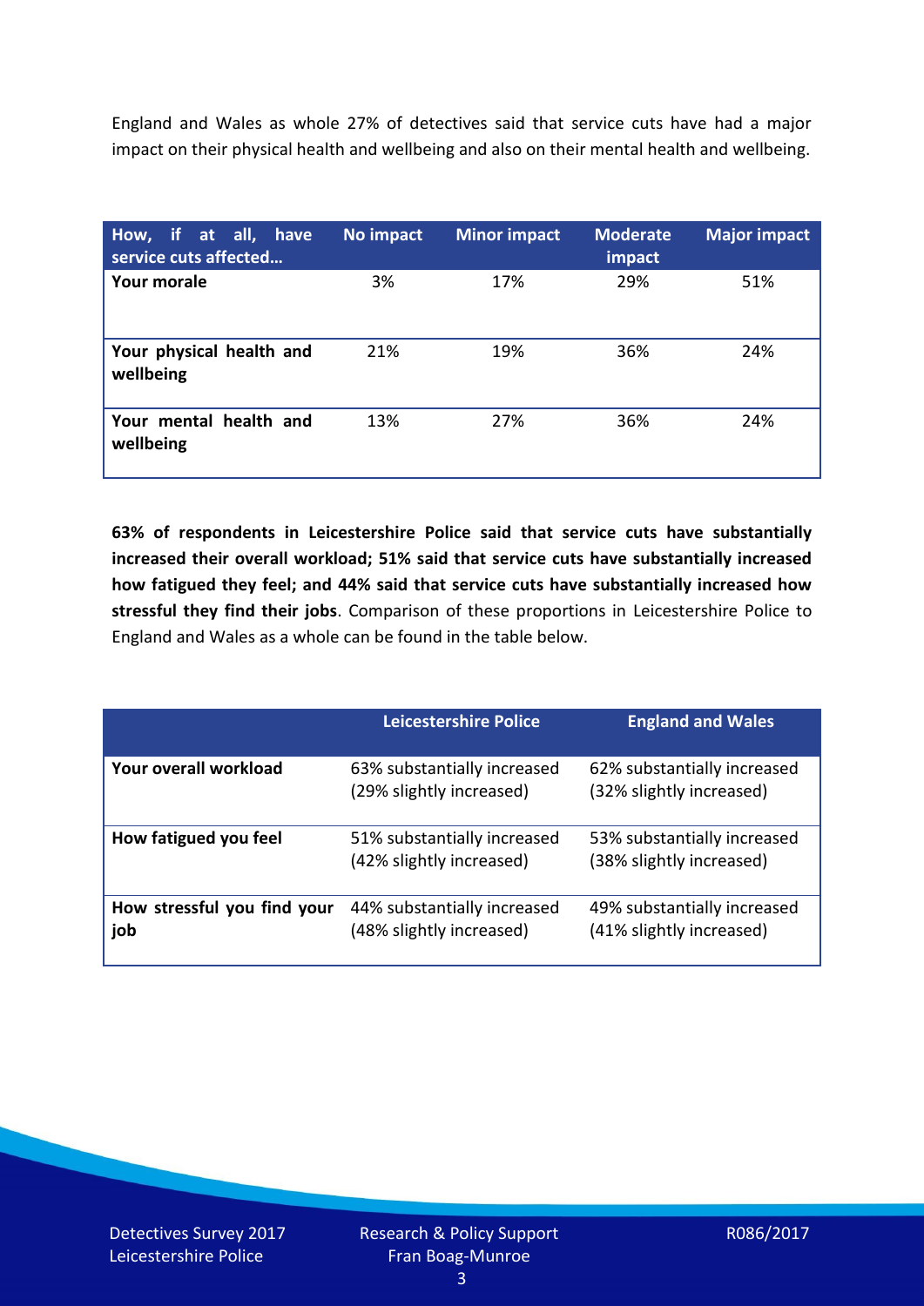England and Wales as whole 27% of detectives said that service cuts have had a major impact on their physical health and wellbeing and also on their mental health and wellbeing.

| How, if at all, have service cuts affected… | No impact | Minor impact | Moderate impact | Major impact |
|---|---|---|---|---|
| **Your morale** | 3% | 17% | 29% | 51% |
| **Your physical health and wellbeing** | 21% | 19% | 36% | 24% |
| **Your mental health and wellbeing** | 13% | 27% | 36% | 24% |

**63% of respondents in Leicestershire Police said that service cuts have substantially increased their overall workload; 51% said that service cuts have substantially increased how fatigued they feel; and 44% said that service cuts have substantially increased how stressful they find their jobs**. Comparison of these proportions in Leicestershire Police to England and Wales as a whole can be found in the table below.

| | Leicestershire Police | England and Wales |
|---|---|---|
| **Your overall workload** | 63% substantially increased (29% slightly increased) | 62% substantially increased (32% slightly increased) |
| **How fatigued you feel** | 51% substantially increased (42% slightly increased) | 53% substantially increased (38% slightly increased) |
| **How stressful you find your job** | 44% substantially increased (48% slightly increased) | 49% substantially increased (41% slightly increased) |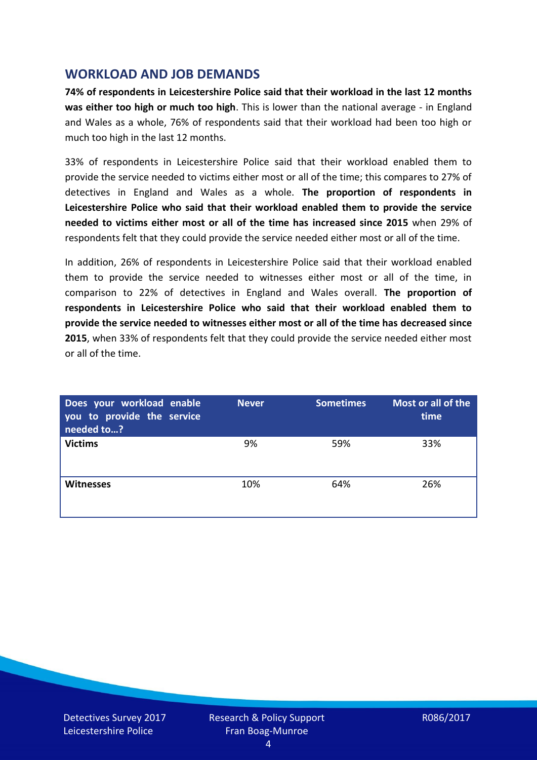## WORKLOAD AND JOB DEMANDS

**74% of respondents in Leicestershire Police said that their workload in the last 12 months was either too high or much too high**. This is lower than the national average - in England and Wales as a whole, 76% of respondents said that their workload had been too high or much too high in the last 12 months.

33% of respondents in Leicestershire Police said that their workload enabled them to provide the service needed to victims either most or all of the time; this compares to 27% of detectives in England and Wales as a whole. **The proportion of respondents in Leicestershire Police who said that their workload enabled them to provide the service needed to victims either most or all of the time has increased since 2015** when 29% of respondents felt that they could provide the service needed either most or all of the time.

In addition, 26% of respondents in Leicestershire Police said that their workload enabled them to provide the service needed to witnesses either most or all of the time, in comparison to 22% of detectives in England and Wales overall. **The proportion of respondents in Leicestershire Police who said that their workload enabled them to provide the service needed to witnesses either most or all of the time has decreased since 2015**, when 33% of respondents felt that they could provide the service needed either most or all of the time.

| Does your workload enable you to provide the service needed to…? | Never | Sometimes | Most or all of the time |
|---|---|---|---|
| **Victims** | 9% | 59% | 33% |
| **Witnesses** | 10% | 64% | 26% |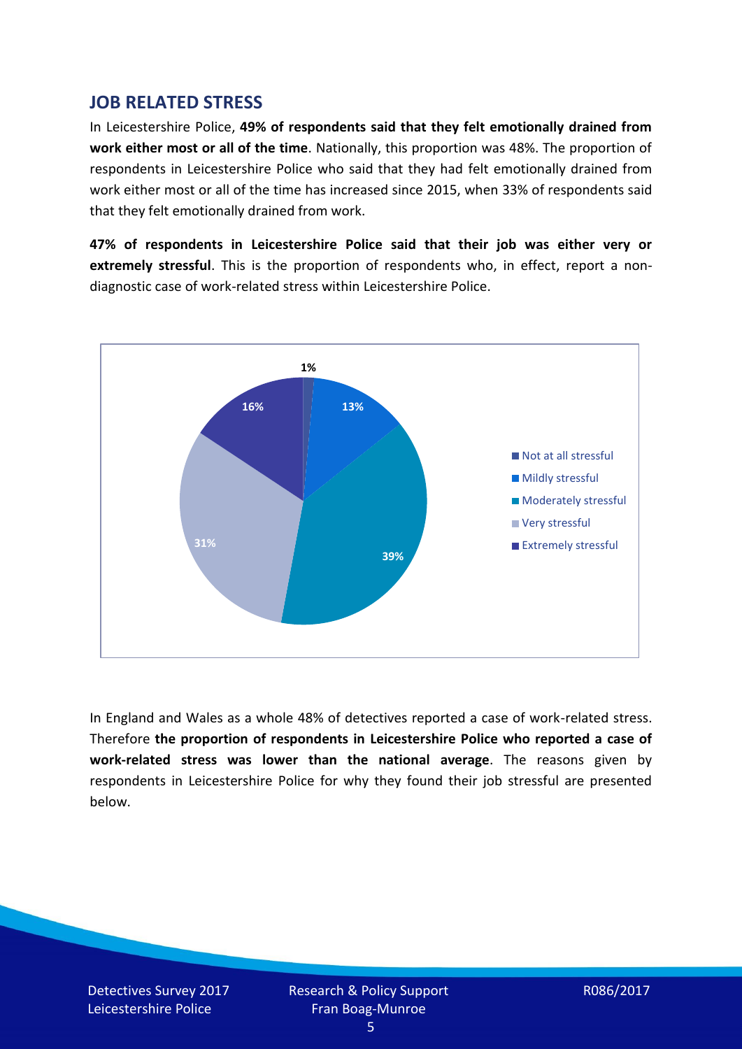## JOB RELATED STRESS

In Leicestershire Police, **49% of respondents said that they felt emotionally drained from work either most or all of the time**. Nationally, this proportion was 48%. The proportion of respondents in Leicestershire Police who said that they had felt emotionally drained from work either most or all of the time has increased since 2015, when 33% of respondents said that they felt emotionally drained from work.

**47% of respondents in Leicestershire Police said that their job was either very or extremely stressful**. This is the proportion of respondents who, in effect, report a non-diagnostic case of work-related stress within Leicestershire Police.

| Response | Percentage |
| --- | --- |
| Not at all stressful | 1% |
| Mildly stressful | 13% |
| Moderately stressful | 39% |
| Very stressful | 31% |
| Extremely stressful | 16% |

In England and Wales as a whole 48% of detectives reported a case of work-related stress. Therefore **the proportion of respondents in Leicestershire Police who reported a case of work-related stress was lower than the national average**. The reasons given by respondents in Leicestershire Police for why they found their job stressful are presented below.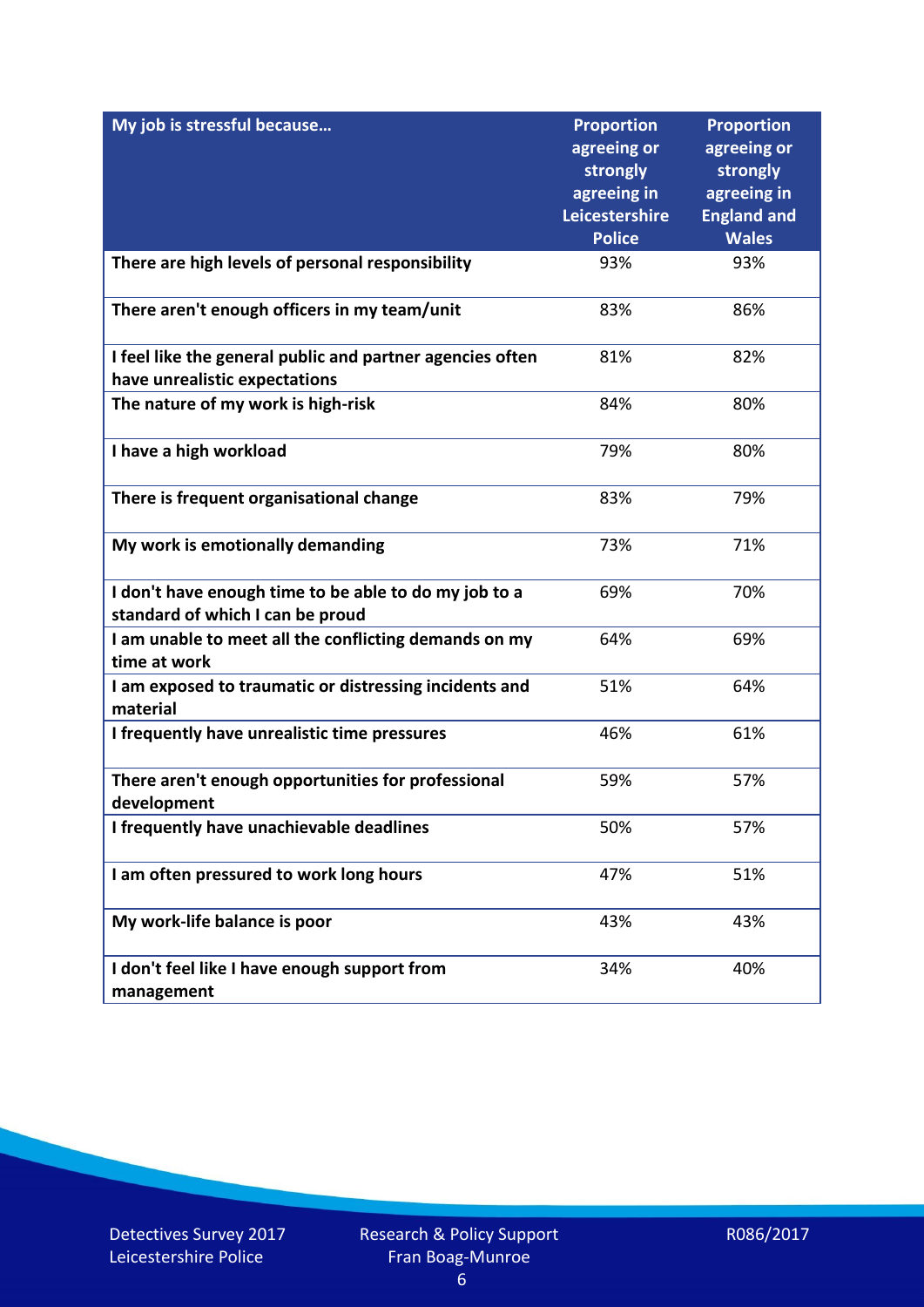| My job is stressful because… | Proportion agreeing or strongly agreeing in Leicestershire Police | Proportion agreeing or strongly agreeing in England and Wales |
|---|---|---|
| There are high levels of personal responsibility | 93% | 93% |
| There aren't enough officers in my team/unit | 83% | 86% |
| I feel like the general public and partner agencies often have unrealistic expectations | 81% | 82% |
| The nature of my work is high-risk | 84% | 80% |
| I have a high workload | 79% | 80% |
| There is frequent organisational change | 83% | 79% |
| My work is emotionally demanding | 73% | 71% |
| I don't have enough time to be able to do my job to a standard of which I can be proud | 69% | 70% |
| I am unable to meet all the conflicting demands on my time at work | 64% | 69% |
| I am exposed to traumatic or distressing incidents and material | 51% | 64% |
| I frequently have unrealistic time pressures | 46% | 61% |
| There aren't enough opportunities for professional development | 59% | 57% |
| I frequently have unachievable deadlines | 50% | 57% |
| I am often pressured to work long hours | 47% | 51% |
| My work-life balance is poor | 43% | 43% |
| I don't feel like I have enough support from management | 34% | 40% |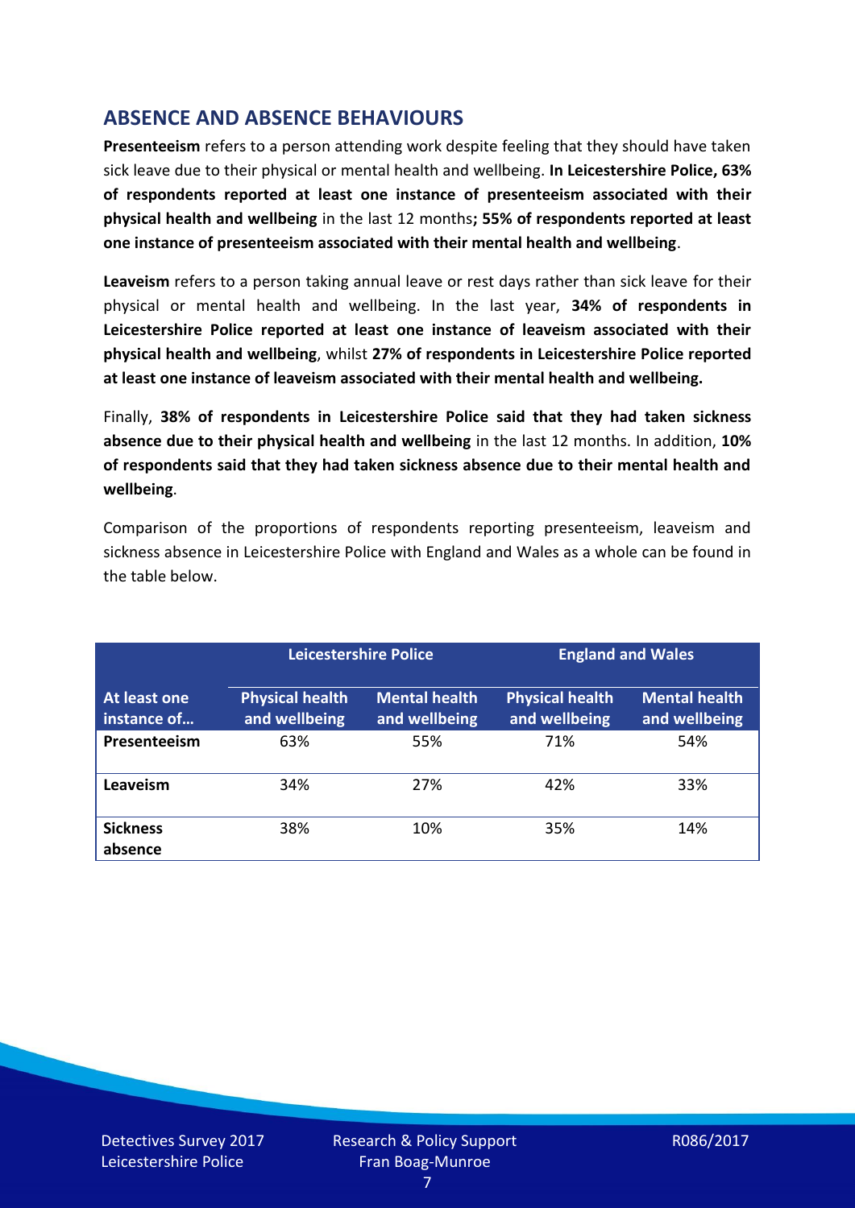## ABSENCE AND ABSENCE BEHAVIOURS

**Presenteeism** refers to a person attending work despite feeling that they should have taken sick leave due to their physical or mental health and wellbeing. **In Leicestershire Police, 63% of respondents reported at least one instance of presenteeism associated with their physical health and wellbeing** in the last 12 months**; 55% of respondents reported at least one instance of presenteeism associated with their mental health and wellbeing**.

**Leaveism** refers to a person taking annual leave or rest days rather than sick leave for their physical or mental health and wellbeing. In the last year, **34% of respondents in Leicestershire Police reported at least one instance of leaveism associated with their physical health and wellbeing**, whilst **27% of respondents in Leicestershire Police reported at least one instance of leaveism associated with their mental health and wellbeing.**

Finally, **38% of respondents in Leicestershire Police said that they had taken sickness absence due to their physical health and wellbeing** in the last 12 months. In addition, **10% of respondents said that they had taken sickness absence due to their mental health and wellbeing**.

Comparison of the proportions of respondents reporting presenteeism, leaveism and sickness absence in Leicestershire Police with England and Wales as a whole can be found in the table below.

| | Leicestershire Police | | England and Wales | |
|---|---|---|---|---|
| **At least one instance of…** | **Physical health and wellbeing** | **Mental health and wellbeing** | **Physical health and wellbeing** | **Mental health and wellbeing** |
| **Presenteeism** | 63% | 55% | 71% | 54% |
| **Leaveism** | 34% | 27% | 42% | 33% |
| **Sickness absence** | 38% | 10% | 35% | 14% |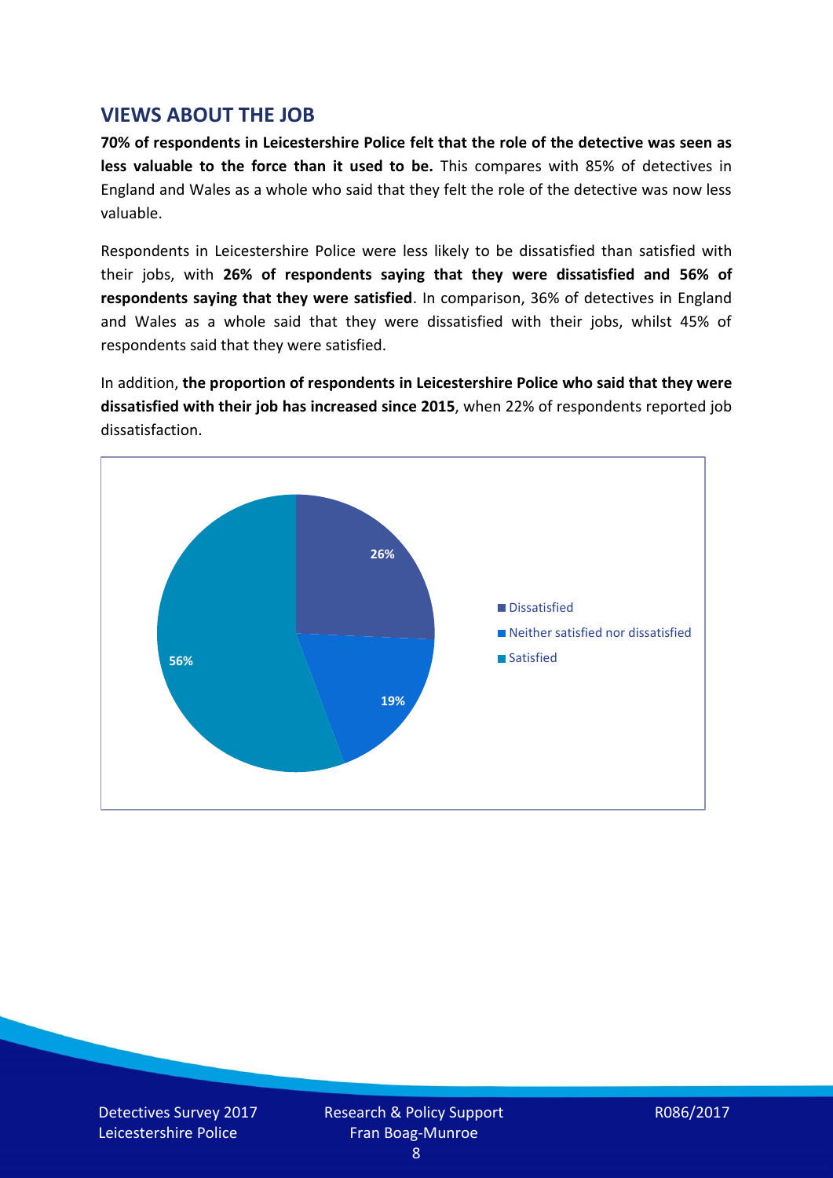## VIEWS ABOUT THE JOB

**70% of respondents in Leicestershire Police felt that the role of the detective was seen as less valuable to the force than it used to be.** This compares with 85% of detectives in England and Wales as a whole who said that they felt the role of the detective was now less valuable.

Respondents in Leicestershire Police were less likely to be dissatisfied than satisfied with their jobs, with **26% of respondents saying that they were dissatisfied and 56% of respondents saying that they were satisfied**. In comparison, 36% of detectives in England and Wales as a whole said that they were dissatisfied with their jobs, whilst 45% of respondents said that they were satisfied.

In addition, **the proportion of respondents in Leicestershire Police who said that they were dissatisfied with their job has increased since 2015**, when 22% of respondents reported job dissatisfaction.

| Response | Percentage |
|---|---|
| Dissatisfied | 26% |
| Neither satisfied nor dissatisfied | 19% |
| Satisfied | 56% |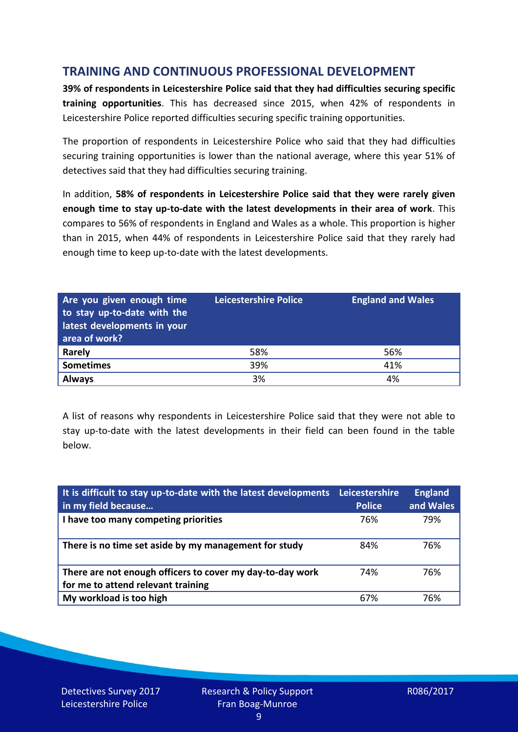## TRAINING AND CONTINUOUS PROFESSIONAL DEVELOPMENT

**39% of respondents in Leicestershire Police said that they had difficulties securing specific training opportunities**. This has decreased since 2015, when 42% of respondents in Leicestershire Police reported difficulties securing specific training opportunities.

The proportion of respondents in Leicestershire Police who said that they had difficulties securing training opportunities is lower than the national average, where this year 51% of detectives said that they had difficulties securing training.

In addition, **58% of respondents in Leicestershire Police said that they were rarely given enough time to stay up-to-date with the latest developments in their area of work**. This compares to 56% of respondents in England and Wales as a whole. This proportion is higher than in 2015, when 44% of respondents in Leicestershire Police said that they rarely had enough time to keep up-to-date with the latest developments.

| Are you given enough time to stay up-to-date with the latest developments in your area of work? | Leicestershire Police | England and Wales |
|---|---|---|
| **Rarely** | 58% | 56% |
| **Sometimes** | 39% | 41% |
| **Always** | 3% | 4% |

A list of reasons why respondents in Leicestershire Police said that they were not able to stay up-to-date with the latest developments in their field can been found in the table below.

| It is difficult to stay up-to-date with the latest developments in my field because… | Leicestershire Police | England and Wales |
|---|---|---|
| **I have too many competing priorities** | 76% | 79% |
| **There is no time set aside by my management for study** | 84% | 76% |
| **There are not enough officers to cover my day-to-day work for me to attend relevant training** | 74% | 76% |
| **My workload is too high** | 67% | 76% |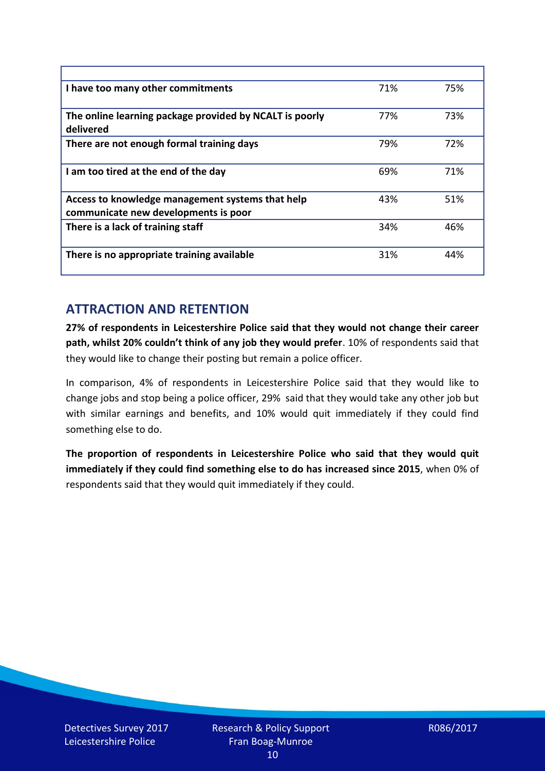| | | |
|---|---|---|
| **I have too many other commitments** | 71% | 75% |
| **The online learning package provided by NCALT is poorly delivered** | 77% | 73% |
| **There are not enough formal training days** | 79% | 72% |
| **I am too tired at the end of the day** | 69% | 71% |
| **Access to knowledge management systems that help communicate new developments is poor** | 43% | 51% |
| **There is a lack of training staff** | 34% | 46% |
| **There is no appropriate training available** | 31% | 44% |

## ATTRACTION AND RETENTION

**27% of respondents in Leicestershire Police said that they would not change their career path, whilst 20% couldn't think of any job they would prefer**. 10% of respondents said that they would like to change their posting but remain a police officer.

In comparison, 4% of respondents in Leicestershire Police said that they would like to change jobs and stop being a police officer, 29% said that they would take any other job but with similar earnings and benefits, and 10% would quit immediately if they could find something else to do.

**The proportion of respondents in Leicestershire Police who said that they would quit immediately if they could find something else to do has increased since 2015**, when 0% of respondents said that they would quit immediately if they could.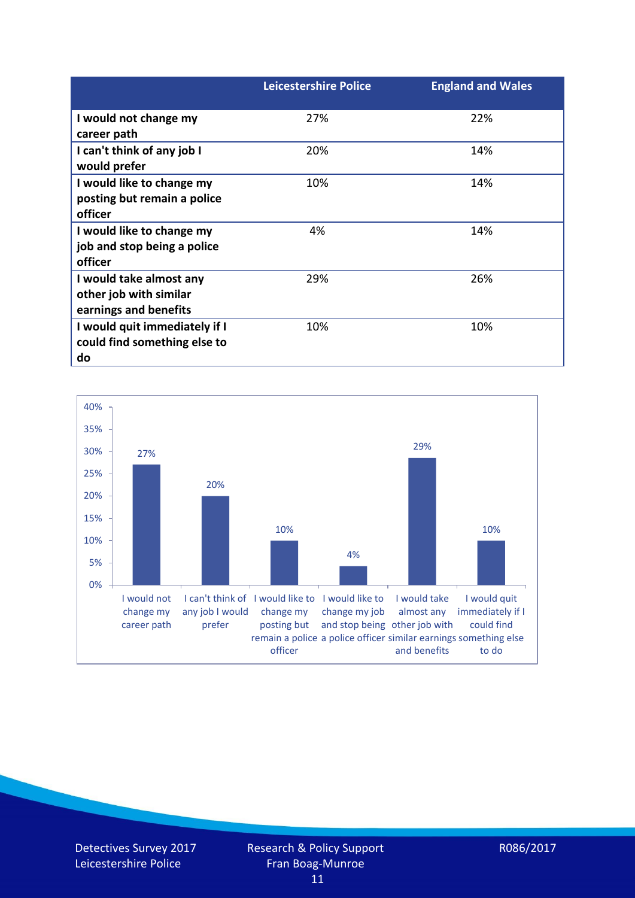| | Leicestershire Police | England and Wales |
|---|---|---|
| I would not change my career path | 27% | 22% |
| I can't think of any job I would prefer | 20% | 14% |
| I would like to change my posting but remain a police officer | 10% | 14% |
| I would like to change my job and stop being a police officer | 4% | 14% |
| I would take almost any other job with similar earnings and benefits | 29% | 26% |
| I would quit immediately if I could find something else to do | 10% | 10% |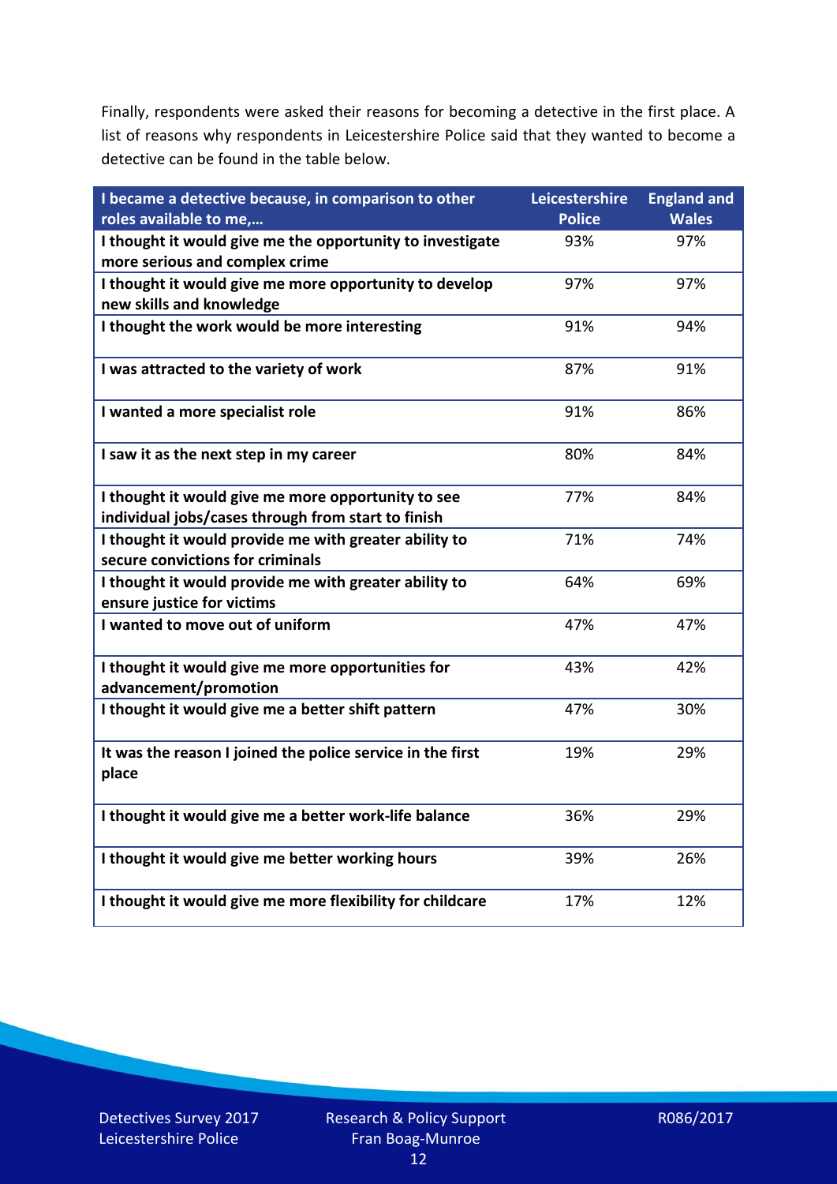Finally, respondents were asked their reasons for becoming a detective in the first place. A list of reasons why respondents in Leicestershire Police said that they wanted to become a detective can be found in the table below.

| I became a detective because, in comparison to other roles available to me,… | Leicestershire Police | England and Wales |
|---|---|---|
| I thought it would give me the opportunity to investigate more serious and complex crime | 93% | 97% |
| I thought it would give me more opportunity to develop new skills and knowledge | 97% | 97% |
| I thought the work would be more interesting | 91% | 94% |
| I was attracted to the variety of work | 87% | 91% |
| I wanted a more specialist role | 91% | 86% |
| I saw it as the next step in my career | 80% | 84% |
| I thought it would give me more opportunity to see individual jobs/cases through from start to finish | 77% | 84% |
| I thought it would provide me with greater ability to secure convictions for criminals | 71% | 74% |
| I thought it would provide me with greater ability to ensure justice for victims | 64% | 69% |
| I wanted to move out of uniform | 47% | 47% |
| I thought it would give me more opportunities for advancement/promotion | 43% | 42% |
| I thought it would give me a better shift pattern | 47% | 30% |
| It was the reason I joined the police service in the first place | 19% | 29% |
| I thought it would give me a better work-life balance | 36% | 29% |
| I thought it would give me better working hours | 39% | 26% |
| I thought it would give me more flexibility for childcare | 17% | 12% |